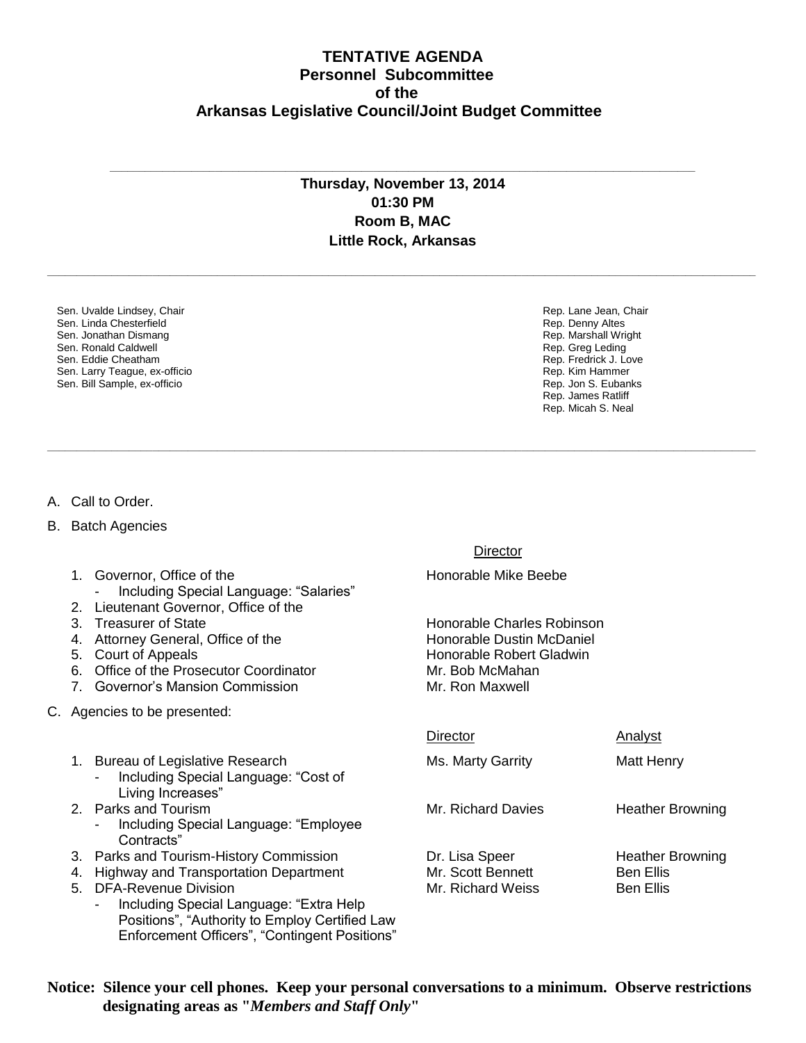# TENTATIVE AGENDA
## Personnel Subcommittee
## of the
## Arkansas Legislative Council/Joint Budget Committee

---

**Thursday, November 13, 2014**
**01:30 PM**
**Room B, MAC**
**Little Rock, Arkansas**

---

| Senate | House |
|---|---|
| Sen. Uvalde Lindsey, Chair | Rep. Lane Jean, Chair |
| Sen. Linda Chesterfield | Rep. Denny Altes |
| Sen. Jonathan Dismang | Rep. Marshall Wright |
| Sen. Ronald Caldwell | Rep. Greg Leding |
| Sen. Eddie Cheatham | Rep. Fredrick J. Love |
| Sen. Larry Teague, ex-officio | Rep. Kim Hammer |
| Sen. Bill Sample, ex-officio | Rep. Jon S. Eubanks |
| | Rep. James Ratliff |
| | Rep. Micah S. Neal |

---

A. Call to Order.

B. Batch Agencies

| | Director |
|---|---|
| 1. Governor, Office of the<br>- Including Special Language: "Salaries" | Honorable Mike Beebe |
| 2. Lieutenant Governor, Office of the | |
| 3. Treasurer of State | Honorable Charles Robinson |
| 4. Attorney General, Office of the | Honorable Dustin McDaniel |
| 5. Court of Appeals | Honorable Robert Gladwin |
| 6. Office of the Prosecutor Coordinator | Mr. Bob McMahan |
| 7. Governor's Mansion Commission | Mr. Ron Maxwell |

C. Agencies to be presented:

| | Director | Analyst |
|---|---|---|
| 1. Bureau of Legislative Research<br>- Including Special Language: "Cost of Living Increases" | Ms. Marty Garrity | Matt Henry |
| 2. Parks and Tourism<br>- Including Special Language: "Employee Contracts" | Mr. Richard Davies | Heather Browning |
| 3. Parks and Tourism-History Commission | Dr. Lisa Speer | Heather Browning |
| 4. Highway and Transportation Department | Mr. Scott Bennett | Ben Ellis |
| 5. DFA-Revenue Division<br>- Including Special Language: "Extra Help Positions", "Authority to Employ Certified Law Enforcement Officers", "Contingent Positions" | Mr. Richard Weiss | Ben Ellis |

**Notice: Silence your cell phones. Keep your personal conversations to a minimum. Observe restrictions designating areas as "*Members and Staff Only*"**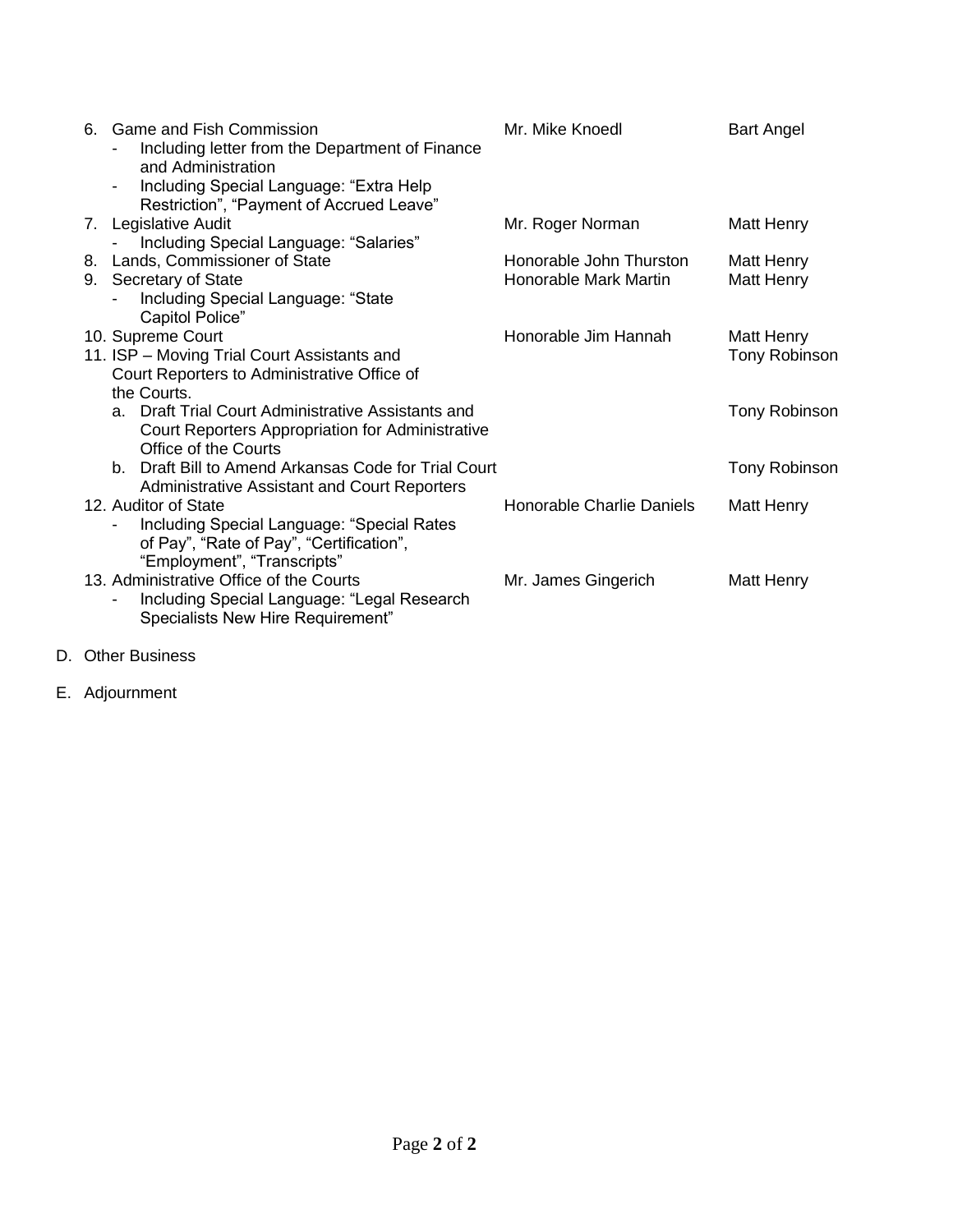| | | | |
|---|---|---|---|
| 6. | Game and Fish Commission<br>- Including letter from the Department of Finance and Administration<br>- Including Special Language: "Extra Help Restriction", "Payment of Accrued Leave" | Mr. Mike Knoedl | Bart Angel |
| 7. | Legislative Audit<br>- Including Special Language: "Salaries" | Mr. Roger Norman | Matt Henry |
| 8. | Lands, Commissioner of State | Honorable John Thurston | Matt Henry |
| 9. | Secretary of State<br>- Including Special Language: "State Capitol Police" | Honorable Mark Martin | Matt Henry |
| 10. | Supreme Court | Honorable Jim Hannah | Matt Henry |
| 11. | ISP – Moving Trial Court Assistants and Court Reporters to Administrative Office of the Courts. | | Tony Robinson |
| | a. Draft Trial Court Administrative Assistants and Court Reporters Appropriation for Administrative Office of the Courts | | Tony Robinson |
| | b. Draft Bill to Amend Arkansas Code for Trial Court Administrative Assistant and Court Reporters | | Tony Robinson |
| 12. | Auditor of State<br>- Including Special Language: "Special Rates of Pay", "Rate of Pay", "Certification", "Employment", "Transcripts" | Honorable Charlie Daniels | Matt Henry |
| 13. | Administrative Office of the Courts<br>- Including Special Language: "Legal Research Specialists New Hire Requirement" | Mr. James Gingerich | Matt Henry |

D. Other Business

E. Adjournment